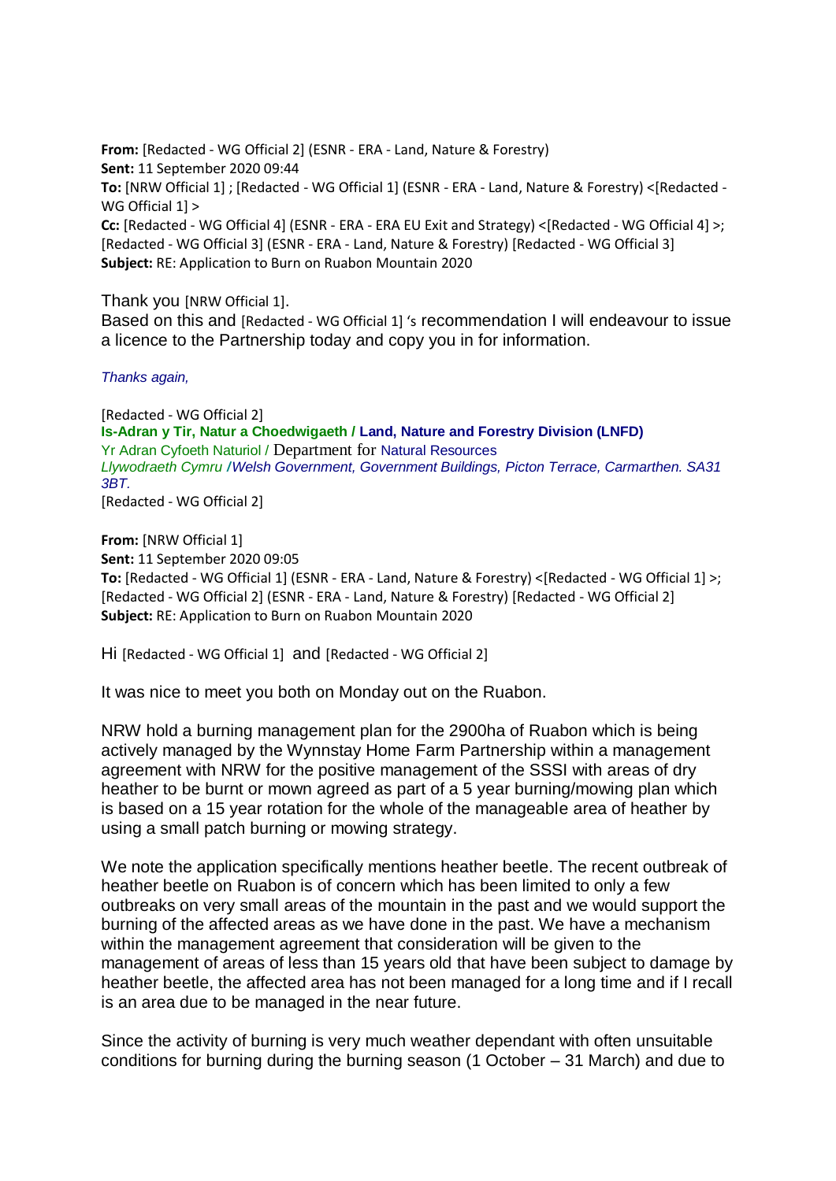**From:** [Redacted - WG Official 2] (ESNR - ERA - Land, Nature & Forestry)
**Sent:** 11 September 2020 09:44
**To:** [NRW Official 1] ; [Redacted - WG Official 1] (ESNR - ERA - Land, Nature & Forestry) <[Redacted - WG Official 1] >
**Cc:** [Redacted - WG Official 4] (ESNR - ERA - ERA EU Exit and Strategy) <[Redacted - WG Official 4] >; [Redacted - WG Official 3] (ESNR - ERA - Land, Nature & Forestry) [Redacted - WG Official 3]
**Subject:** RE: Application to Burn on Ruabon Mountain 2020

Thank you [NRW Official 1].
Based on this and [Redacted - WG Official 1] 's recommendation I will endeavour to issue a licence to the Partnership today and copy you in for information.

*Thanks again,*

[Redacted - WG Official 2]
**Is-Adran y Tir, Natur a Choedwigaeth / Land, Nature and Forestry Division (LNFD)**
Yr Adran Cyfoeth Naturiol / Department for Natural Resources
*Llywodraeth Cymru /Welsh Government, Government Buildings, Picton Terrace, Carmarthen. SA31 3BT.*
[Redacted - WG Official 2]

**From:** [NRW Official 1]
**Sent:** 11 September 2020 09:05
**To:** [Redacted - WG Official 1] (ESNR - ERA - Land, Nature & Forestry) <[Redacted - WG Official 1] >; [Redacted - WG Official 2] (ESNR - ERA - Land, Nature & Forestry) [Redacted - WG Official 2]
**Subject:** RE: Application to Burn on Ruabon Mountain 2020

Hi [Redacted - WG Official 1] and [Redacted - WG Official 2]

It was nice to meet you both on Monday out on the Ruabon.

NRW hold a burning management plan for the 2900ha of Ruabon which is being actively managed by the Wynnstay Home Farm Partnership within a management agreement with NRW for the positive management of the SSSI with areas of dry heather to be burnt or mown agreed as part of a 5 year burning/mowing plan which is based on a 15 year rotation for the whole of the manageable area of heather by using a small patch burning or mowing strategy.

We note the application specifically mentions heather beetle. The recent outbreak of heather beetle on Ruabon is of concern which has been limited to only a few outbreaks on very small areas of the mountain in the past and we would support the burning of the affected areas as we have done in the past. We have a mechanism within the management agreement that consideration will be given to the management of areas of less than 15 years old that have been subject to damage by heather beetle, the affected area has not been managed for a long time and if I recall is an area due to be managed in the near future.

Since the activity of burning is very much weather dependant with often unsuitable conditions for burning during the burning season (1 October – 31 March) and due to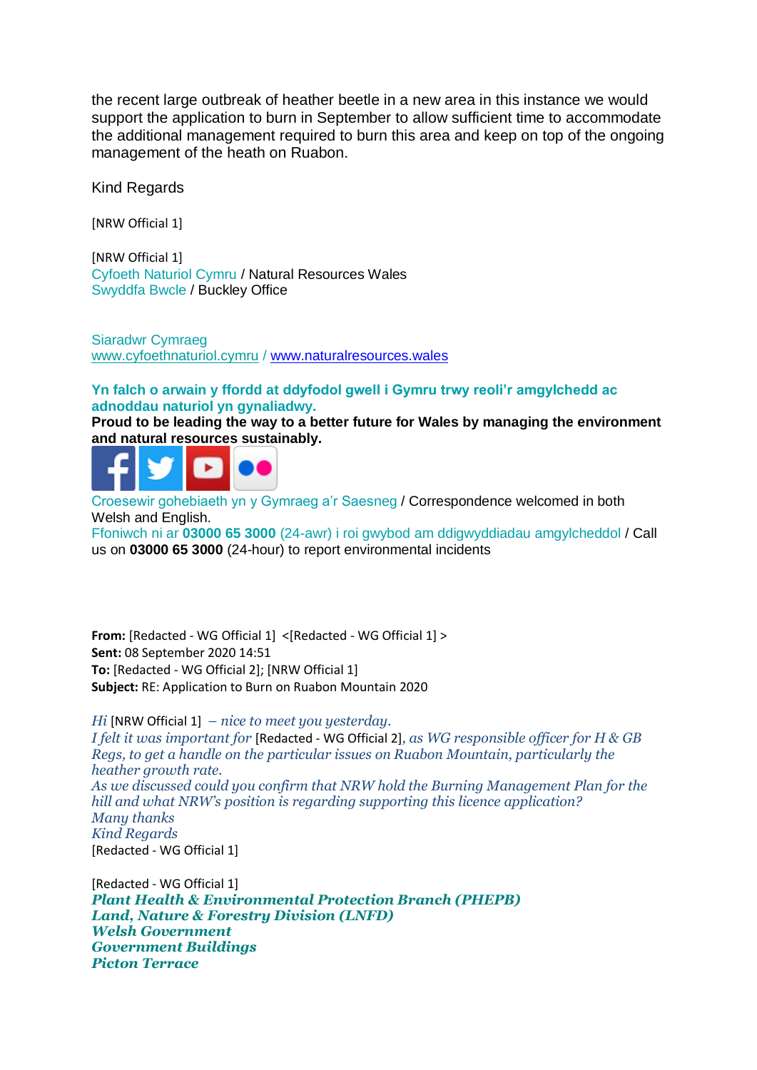the recent large outbreak of heather beetle in a new area in this instance we would support the application to burn in September to allow sufficient time to accommodate the additional management required to burn this area and keep on top of the ongoing management of the heath on Ruabon.

Kind Regards

[NRW Official 1]

[NRW Official 1]
Cyfoeth Naturiol Cymru / Natural Resources Wales
Swyddfa Bwcle / Buckley Office

Siaradwr Cymraeg
www.cyfoethnaturiol.cymru / www.naturalresources.wales

**Yn falch o arwain y ffordd at ddyfodol gwell i Gymru trwy reoli'r amgylchedd ac adnoddau naturiol yn gynaliadwy.**
**Proud to be leading the way to a better future for Wales by managing the environment and natural resources sustainably.**

Croesewir gohebiaeth yn y Gymraeg a'r Saesneg / Correspondence welcomed in both Welsh and English.
Ffoniwch ni ar **03000 65 3000** (24-awr) i roi gwybod am ddigwyddiadau amgylcheddol / Call us on **03000 65 3000** (24-hour) to report environmental incidents

**From:** [Redacted - WG Official 1] <[Redacted - WG Official 1] >
**Sent:** 08 September 2020 14:51
**To:** [Redacted - WG Official 2]; [NRW Official 1]
**Subject:** RE: Application to Burn on Ruabon Mountain 2020

*Hi* [NRW Official 1] *– nice to meet you yesterday.*
*I felt it was important for* [Redacted - WG Official 2]*, as WG responsible officer for H & GB Regs, to get a handle on the particular issues on Ruabon Mountain, particularly the heather growth rate.*
*As we discussed could you confirm that NRW hold the Burning Management Plan for the hill and what NRW's position is regarding supporting this licence application?*
*Many thanks*
*Kind Regards*
[Redacted - WG Official 1]

[Redacted - WG Official 1]
***Plant Health & Environmental Protection Branch (PHEPB)***
***Land, Nature & Forestry Division (LNFD)***
***Welsh Government***
***Government Buildings***
***Picton Terrace***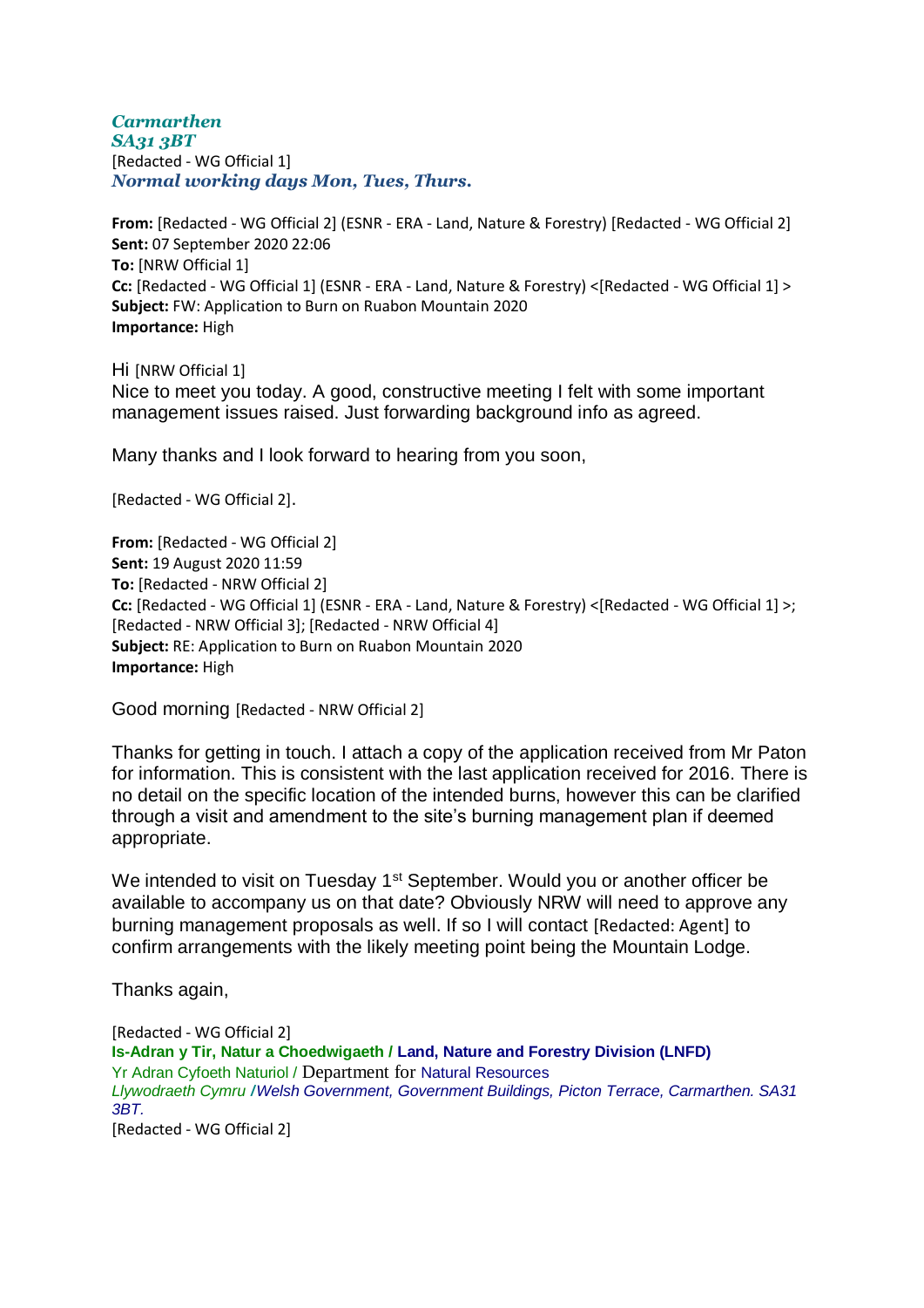***Carmarthen***
***SA31 3BT***
[Redacted - WG Official 1]
***Normal working days Mon, Tues, Thurs.***

**From:** [Redacted - WG Official 2] (ESNR - ERA - Land, Nature & Forestry) [Redacted - WG Official 2]
**Sent:** 07 September 2020 22:06
**To:** [NRW Official 1]
**Cc:** [Redacted - WG Official 1] (ESNR - ERA - Land, Nature & Forestry) <[Redacted - WG Official 1] >
**Subject:** FW: Application to Burn on Ruabon Mountain 2020
**Importance:** High

Hi [NRW Official 1]
Nice to meet you today. A good, constructive meeting I felt with some important management issues raised. Just forwarding background info as agreed.

Many thanks and I look forward to hearing from you soon,

[Redacted - WG Official 2].

**From:** [Redacted - WG Official 2]
**Sent:** 19 August 2020 11:59
**To:** [Redacted - NRW Official 2]
**Cc:** [Redacted - WG Official 1] (ESNR - ERA - Land, Nature & Forestry) <[Redacted - WG Official 1] >; [Redacted - NRW Official 3]; [Redacted - NRW Official 4]
**Subject:** RE: Application to Burn on Ruabon Mountain 2020
**Importance:** High

Good morning [Redacted - NRW Official 2]

Thanks for getting in touch. I attach a copy of the application received from Mr Paton for information. This is consistent with the last application received for 2016. There is no detail on the specific location of the intended burns, however this can be clarified through a visit and amendment to the site's burning management plan if deemed appropriate.

We intended to visit on Tuesday 1st September. Would you or another officer be available to accompany us on that date? Obviously NRW will need to approve any burning management proposals as well. If so I will contact [Redacted: Agent] to confirm arrangements with the likely meeting point being the Mountain Lodge.

Thanks again,

[Redacted - WG Official 2]
**Is-Adran y Tir, Natur a Choedwigaeth / Land, Nature and Forestry Division (LNFD)**
Yr Adran Cyfoeth Naturiol / Department for Natural Resources
*Llywodraeth Cymru /Welsh Government, Government Buildings, Picton Terrace, Carmarthen. SA31 3BT.*
[Redacted - WG Official 2]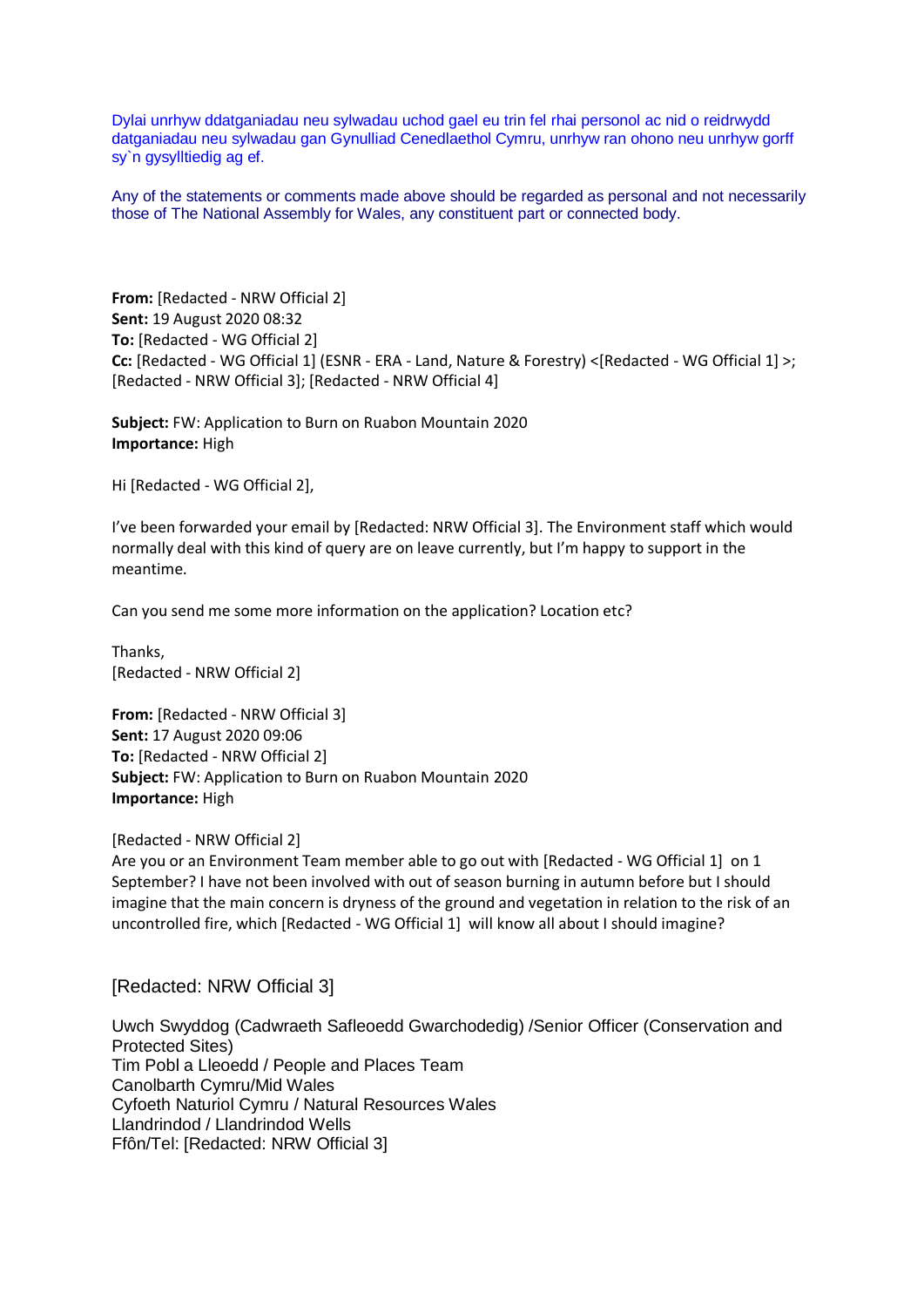Dylai unrhyw ddatganiadau neu sylwadau uchod gael eu trin fel rhai personol ac nid o reidrwydd datganiadau neu sylwadau gan Gynulliad Cenedlaethol Cymru, unrhyw ran ohono neu unrhyw gorff sy`n gysylltiedig ag ef.

Any of the statements or comments made above should be regarded as personal and not necessarily those of The National Assembly for Wales, any constituent part or connected body.

**From:** [Redacted - NRW Official 2]
**Sent:** 19 August 2020 08:32
**To:** [Redacted - WG Official 2]
**Cc:** [Redacted - WG Official 1] (ESNR - ERA - Land, Nature & Forestry) <[Redacted - WG Official 1] >; [Redacted - NRW Official 3]; [Redacted - NRW Official 4]

**Subject:** FW: Application to Burn on Ruabon Mountain 2020
**Importance:** High

Hi [Redacted - WG Official 2],

I've been forwarded your email by [Redacted: NRW Official 3]. The Environment staff which would normally deal with this kind of query are on leave currently, but I'm happy to support in the meantime.

Can you send me some more information on the application? Location etc?

Thanks,
[Redacted - NRW Official 2]

**From:** [Redacted - NRW Official 3]
**Sent:** 17 August 2020 09:06
**To:** [Redacted - NRW Official 2]
**Subject:** FW: Application to Burn on Ruabon Mountain 2020
**Importance:** High

[Redacted - NRW Official 2]
Are you or an Environment Team member able to go out with [Redacted - WG Official 1] on 1 September? I have not been involved with out of season burning in autumn before but I should imagine that the main concern is dryness of the ground and vegetation in relation to the risk of an uncontrolled fire, which [Redacted - WG Official 1] will know all about I should imagine?

[Redacted: NRW Official 3]

Uwch Swyddog (Cadwraeth Safleoedd Gwarchodedig) /Senior Officer (Conservation and Protected Sites)
Tim Pobl a Lleoedd / People and Places Team
Canolbarth Cymru/Mid Wales
Cyfoeth Naturiol Cymru / Natural Resources Wales
Llandrindod / Llandrindod Wells
Ffôn/Tel: [Redacted: NRW Official 3]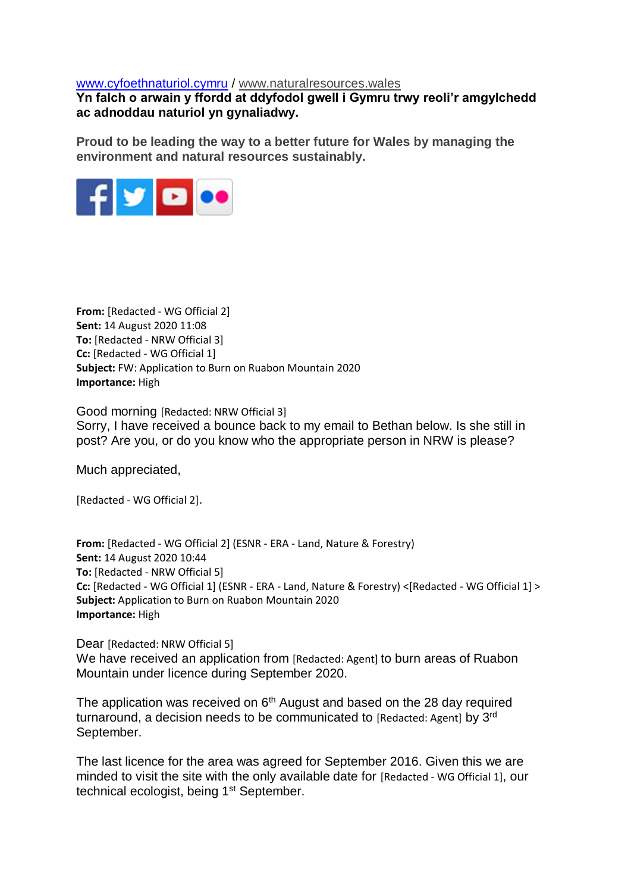www.cyfoethnaturiol.cymru / www.naturalresources.wales

**Yn falch o arwain y ffordd at ddyfodol gwell i Gymru trwy reoli'r amgylchedd ac adnoddau naturiol yn gynaliadwy.**

**Proud to be leading the way to a better future for Wales by managing the environment and natural resources sustainably.**

**From:** [Redacted - WG Official 2]
**Sent:** 14 August 2020 11:08
**To:** [Redacted - NRW Official 3]
**Cc:** [Redacted - WG Official 1]
**Subject:** FW: Application to Burn on Ruabon Mountain 2020
**Importance:** High

Good morning [Redacted: NRW Official 3]
Sorry, I have received a bounce back to my email to Bethan below. Is she still in post? Are you, or do you know who the appropriate person in NRW is please?

Much appreciated,

[Redacted - WG Official 2].

**From:** [Redacted - WG Official 2] (ESNR - ERA - Land, Nature & Forestry)
**Sent:** 14 August 2020 10:44
**To:** [Redacted - NRW Official 5]
**Cc:** [Redacted - WG Official 1] (ESNR - ERA - Land, Nature & Forestry) <[Redacted - WG Official 1] >
**Subject:** Application to Burn on Ruabon Mountain 2020
**Importance:** High

Dear [Redacted: NRW Official 5]
We have received an application from [Redacted: Agent] to burn areas of Ruabon Mountain under licence during September 2020.

The application was received on 6th August and based on the 28 day required turnaround, a decision needs to be communicated to [Redacted: Agent] by 3rd September.

The last licence for the area was agreed for September 2016. Given this we are minded to visit the site with the only available date for [Redacted - WG Official 1], our technical ecologist, being 1st September.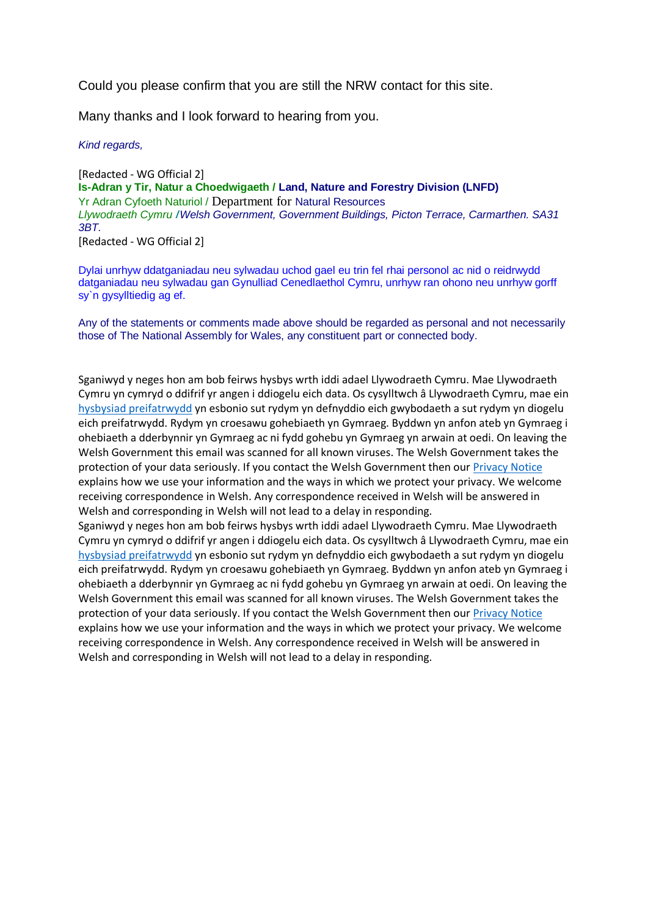Could you please confirm that you are still the NRW contact for this site.

Many thanks and I look forward to hearing from you.

*Kind regards,*

[Redacted - WG Official 2]
**Is-Adran y Tir, Natur a Choedwigaeth / Land, Nature and Forestry Division (LNFD)**
Yr Adran Cyfoeth Naturiol / Department for Natural Resources
*Llywodraeth Cymru /Welsh Government, Government Buildings, Picton Terrace, Carmarthen. SA31 3BT.*
[Redacted - WG Official 2]

Dylai unrhyw ddatganiadau neu sylwadau uchod gael eu trin fel rhai personol ac nid o reidrwydd datganiadau neu sylwadau gan Gynulliad Cenedlaethol Cymru, unrhyw ran ohono neu unrhyw gorff sy`n gysylltiedig ag ef.

Any of the statements or comments made above should be regarded as personal and not necessarily those of The National Assembly for Wales, any constituent part or connected body.

Sganiwyd y neges hon am bob feirws hysbys wrth iddi adael Llywodraeth Cymru. Mae Llywodraeth Cymru yn cymryd o ddifrif yr angen i ddiogelu eich data. Os cysylltwch â Llywodraeth Cymru, mae ein hysbysiad preifatrwydd yn esbonio sut rydym yn defnyddio eich gwybodaeth a sut rydym yn diogelu eich preifatrwydd. Rydym yn croesawu gohebiaeth yn Gymraeg. Byddwn yn anfon ateb yn Gymraeg i ohebiaeth a dderbynnir yn Gymraeg ac ni fydd gohebu yn Gymraeg yn arwain at oedi. On leaving the Welsh Government this email was scanned for all known viruses. The Welsh Government takes the protection of your data seriously. If you contact the Welsh Government then our Privacy Notice explains how we use your information and the ways in which we protect your privacy. We welcome receiving correspondence in Welsh. Any correspondence received in Welsh will be answered in Welsh and corresponding in Welsh will not lead to a delay in responding.
Sganiwyd y neges hon am bob feirws hysbys wrth iddi adael Llywodraeth Cymru. Mae Llywodraeth Cymru yn cymryd o ddifrif yr angen i ddiogelu eich data. Os cysylltwch â Llywodraeth Cymru, mae ein hysbysiad preifatrwydd yn esbonio sut rydym yn defnyddio eich gwybodaeth a sut rydym yn diogelu eich preifatrwydd. Rydym yn croesawu gohebiaeth yn Gymraeg. Byddwn yn anfon ateb yn Gymraeg i ohebiaeth a dderbynnir yn Gymraeg ac ni fydd gohebu yn Gymraeg yn arwain at oedi. On leaving the Welsh Government this email was scanned for all known viruses. The Welsh Government takes the protection of your data seriously. If you contact the Welsh Government then our Privacy Notice explains how we use your information and the ways in which we protect your privacy. We welcome receiving correspondence in Welsh. Any correspondence received in Welsh will be answered in Welsh and corresponding in Welsh will not lead to a delay in responding.